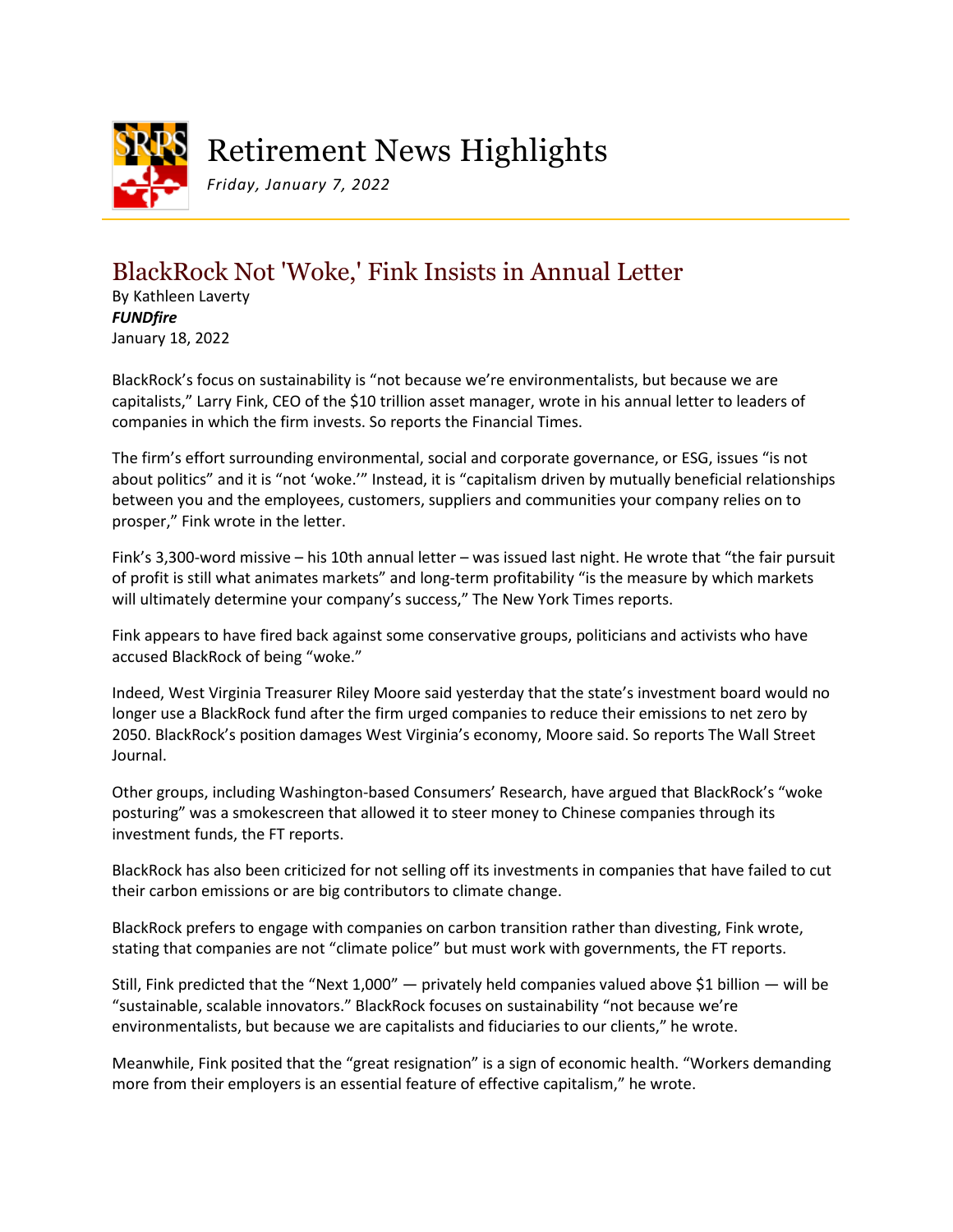# Retirement News Highlights

*Friday, January 7, 2022*

## BlackRock Not 'Woke,' Fink Insists in Annual Letter

By Kathleen Laverty
***FUNDfire***
January 18, 2022

BlackRock's focus on sustainability is "not because we're environmentalists, but because we are capitalists," Larry Fink, CEO of the $10 trillion asset manager, wrote in his annual letter to leaders of companies in which the firm invests. So reports the Financial Times.

The firm's effort surrounding environmental, social and corporate governance, or ESG, issues "is not about politics" and it is "not 'woke.'" Instead, it is "capitalism driven by mutually beneficial relationships between you and the employees, customers, suppliers and communities your company relies on to prosper," Fink wrote in the letter.

Fink's 3,300-word missive – his 10th annual letter – was issued last night. He wrote that "the fair pursuit of profit is still what animates markets" and long-term profitability "is the measure by which markets will ultimately determine your company's success," The New York Times reports.

Fink appears to have fired back against some conservative groups, politicians and activists who have accused BlackRock of being "woke."

Indeed, West Virginia Treasurer Riley Moore said yesterday that the state's investment board would no longer use a BlackRock fund after the firm urged companies to reduce their emissions to net zero by 2050. BlackRock's position damages West Virginia's economy, Moore said. So reports The Wall Street Journal.

Other groups, including Washington-based Consumers' Research, have argued that BlackRock's "woke posturing" was a smokescreen that allowed it to steer money to Chinese companies through its investment funds, the FT reports.

BlackRock has also been criticized for not selling off its investments in companies that have failed to cut their carbon emissions or are big contributors to climate change.

BlackRock prefers to engage with companies on carbon transition rather than divesting, Fink wrote, stating that companies are not "climate police" but must work with governments, the FT reports.

Still, Fink predicted that the "Next 1,000" — privately held companies valued above $1 billion — will be "sustainable, scalable innovators." BlackRock focuses on sustainability "not because we're environmentalists, but because we are capitalists and fiduciaries to our clients," he wrote.

Meanwhile, Fink posited that the "great resignation" is a sign of economic health. "Workers demanding more from their employers is an essential feature of effective capitalism," he wrote.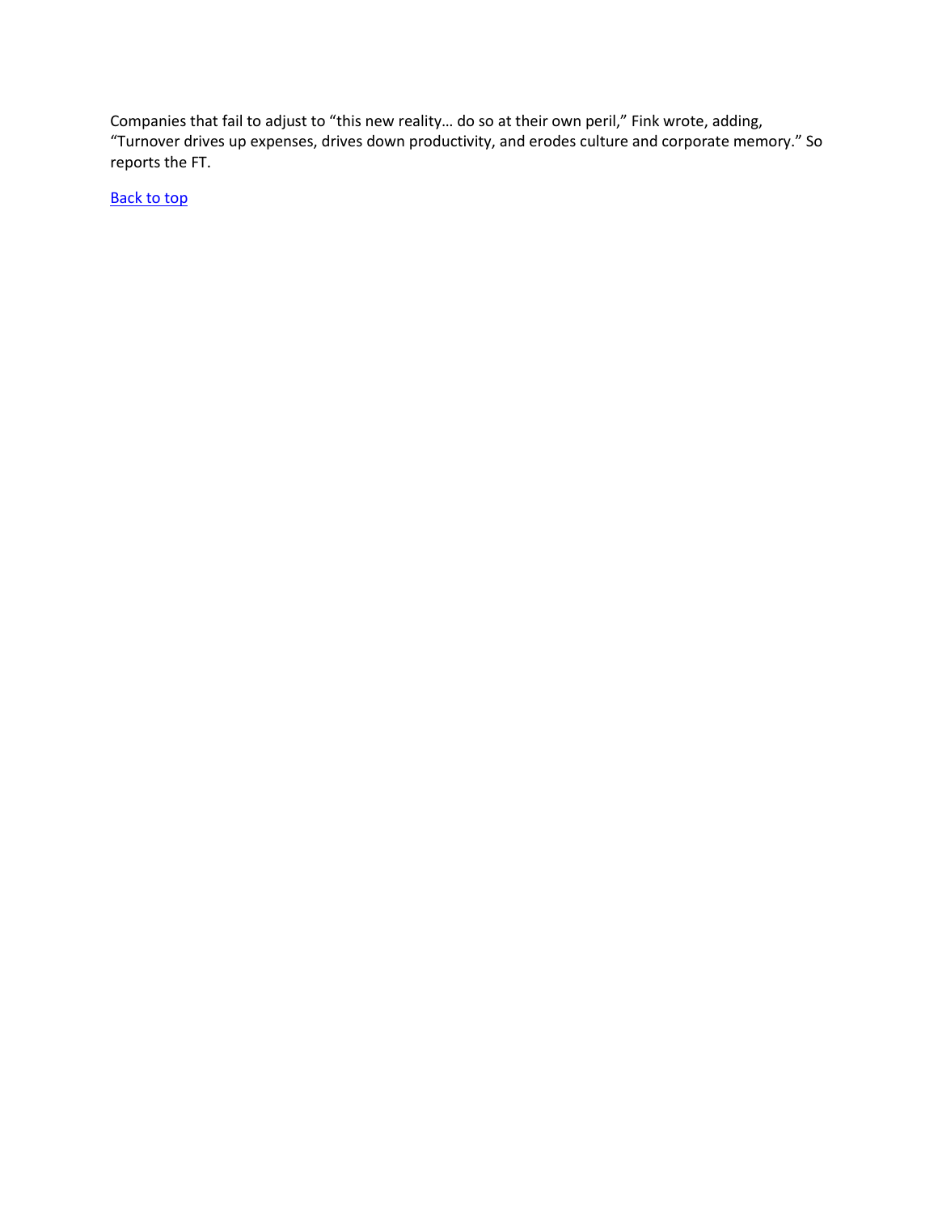Companies that fail to adjust to “this new reality… do so at their own peril,” Fink wrote, adding, “Turnover drives up expenses, drives down productivity, and erodes culture and corporate memory.” So reports the FT.

Back to top